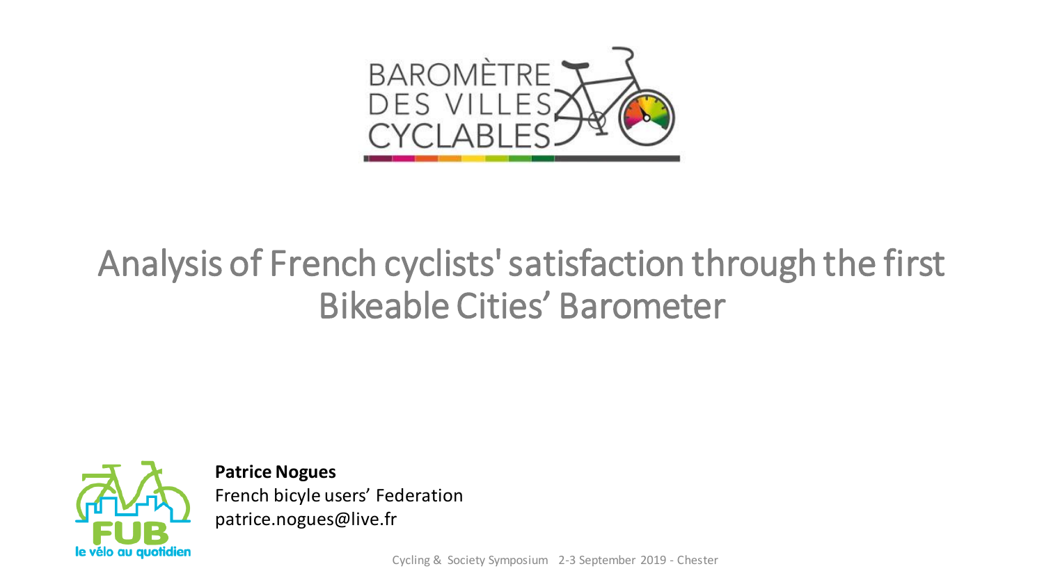BAROMÈTRE DES VILLES CYCLABLES

# Analysis of French cyclists' satisfaction through the first Bikeable Cities' Barometer

FUB le vélo au quotidien

**Patrice Nogues**
French bicyle users' Federation
patrice.nogues@live.fr

Cycling & Society Symposium 2-3 September 2019 - Chester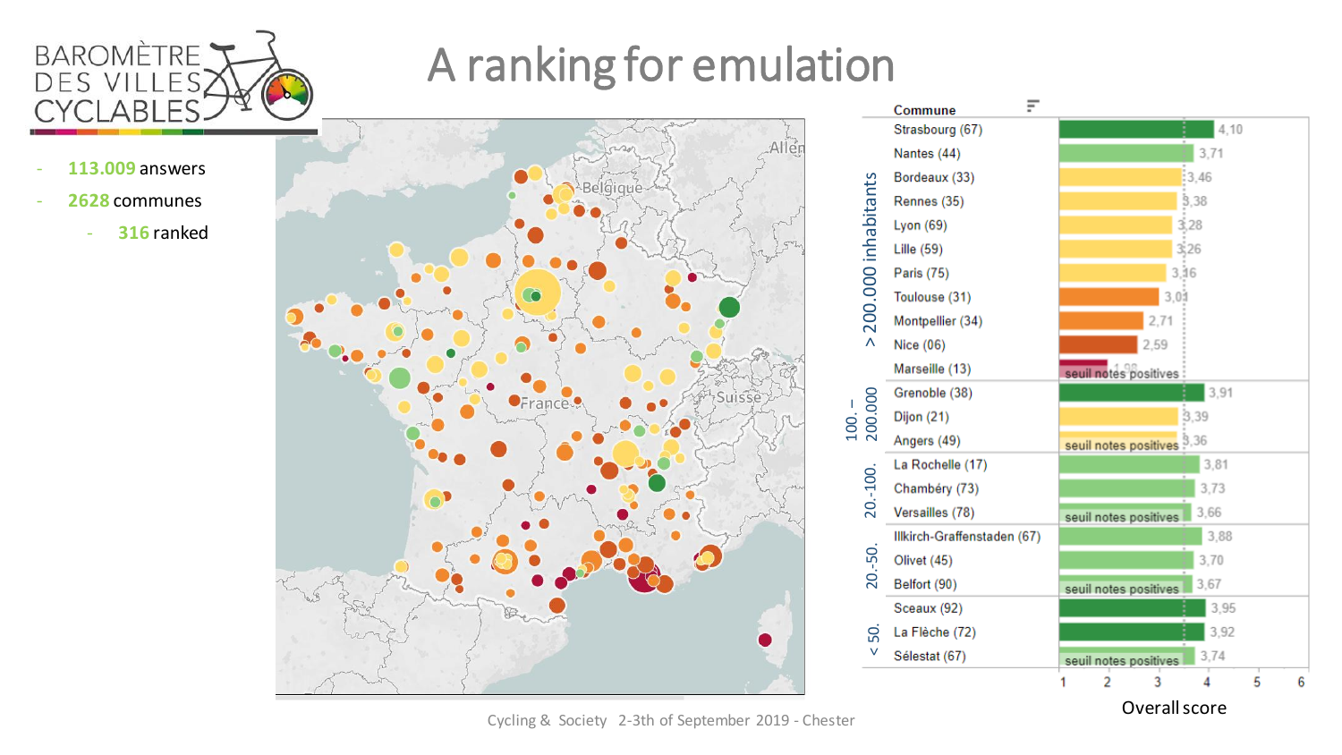# A ranking for emulation

- **113.009** answers
- **2628** communes
  - **316** ranked

| Category | Commune | Overall score |
|---|---|---|
| > 200.000 inhabitants | Strasbourg (67) | 4,10 |
| | Nantes (44) | 3,71 |
| | Bordeaux (33) | 3,46 |
| | Rennes (35) | 3,38 |
| | Lyon (69) | 3,28 |
| | Lille (59) | 3,26 |
| | Paris (75) | 3,16 |
| | Toulouse (31) | 3,01 |
| | Montpellier (34) | 2,71 |
| | Nice (06) | 2,59 |
| | Marseille (13) | 1,98 |
| 100. - 200.000 | Grenoble (38) | 3,91 |
| | Dijon (21) | 3,39 |
| | Angers (49) | 3,36 |
| 20.-100. | La Rochelle (17) | 3,81 |
| | Chambéry (73) | 3,73 |
| | Versailles (78) | 3,66 |
| 20.-50. | Illkirch-Graffenstaden (67) | 3,88 |
| | Olivet (45) | 3,70 |
| | Belfort (90) | 3,67 |
| < 50. | Sceaux (92) | 3,95 |
| | La Flèche (72) | 3,92 |
| | Sélestat (67) | 3,74 |

Cycling & Society 2-3th of September 2019 - Chester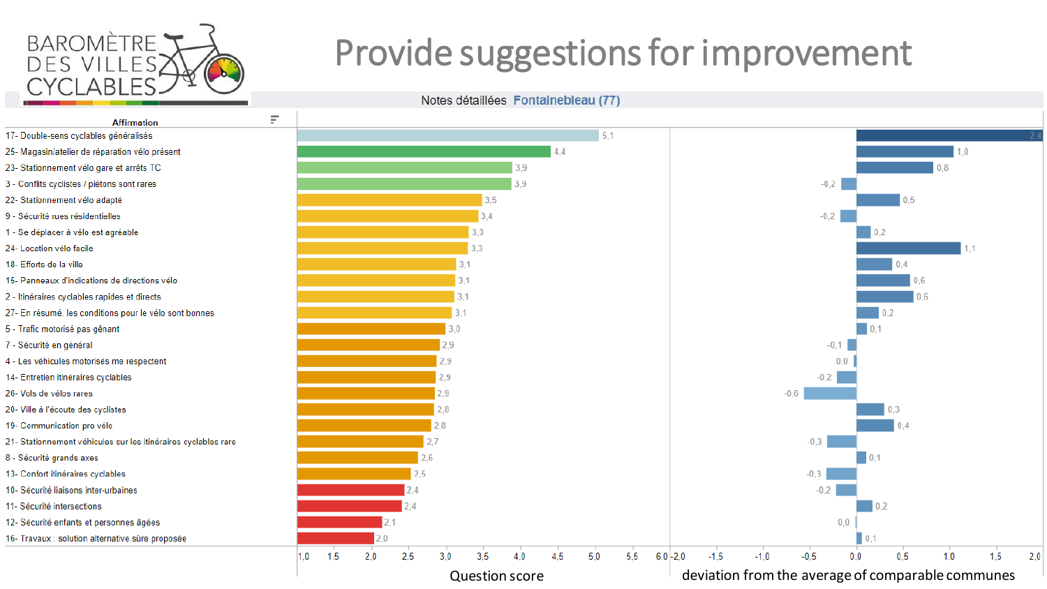# Provide suggestions for improvement

BAROMÈTRE DES VILLES CYCLABLES

Notes détaillées **Fontainebleau (77)**

| Affirmation | Question score | deviation from the average of comparable communes |
|---|---|---|
| 17- Double-sens cyclables généralisés | 5,1 | 2,4 |
| 25- Magasin/atelier de réparation vélo présent | 4,4 | 1,0 |
| 23- Stationnement vélo gare et arrêts TC | 3,9 | 0,8 |
| 3 - Conflits cyclistes / piétons sont rares | 3,9 | -0,2 |
| 22- Stationnement vélo adapté | 3,5 | 0,5 |
| 9 - Sécurité rues résidentielles | 3,4 | -0,2 |
| 1 - Se déplacer à vélo est agréable | 3,3 | 0,2 |
| 24- Location vélo facile | 3,3 | 1,1 |
| 18- Efforts de la ville | 3,1 | 0,4 |
| 15- Panneaux d'indications de directions vélo | 3,1 | 0,6 |
| 2 - Itinéraires cyclables rapides et directs | 3,1 | 0,6 |
| 27- En résumé, les conditions pour le vélo sont bonnes | 3,1 | 0,2 |
| 5 - Trafic motorisé pas gênant | 3,0 | 0,1 |
| 7 - Sécurité en général | 2,9 | -0,1 |
| 4 - Les véhicules motorisés me respectent | 2,9 | 0,0 |
| 14- Entretien itinéraires cyclables | 2,9 | -0,2 |
| 26- Vols de vélos rares | 2,9 | -0,6 |
| 20- Ville à l'écoute des cyclistes | 2,8 | 0,3 |
| 19- Communication pro vélo | 2,8 | 0,4 |
| 21- Stationnement véhicules sur les itinéraires cyclables rare | 2,7 | -0,3 |
| 8 - Sécurité grands axes | 2,6 | 0,1 |
| 13- Confort itinéraires cyclables | 2,5 | -0,3 |
| 10- Sécurité liaisons inter-urbaines | 2,4 | -0,2 |
| 11- Sécurité intersections | 2,4 | 0,2 |
| 12- Sécurité enfants et personnes âgées | 2,1 | 0,0 |
| 16- Travaux : solution alternative sûre proposée | 2,0 | 0,1 |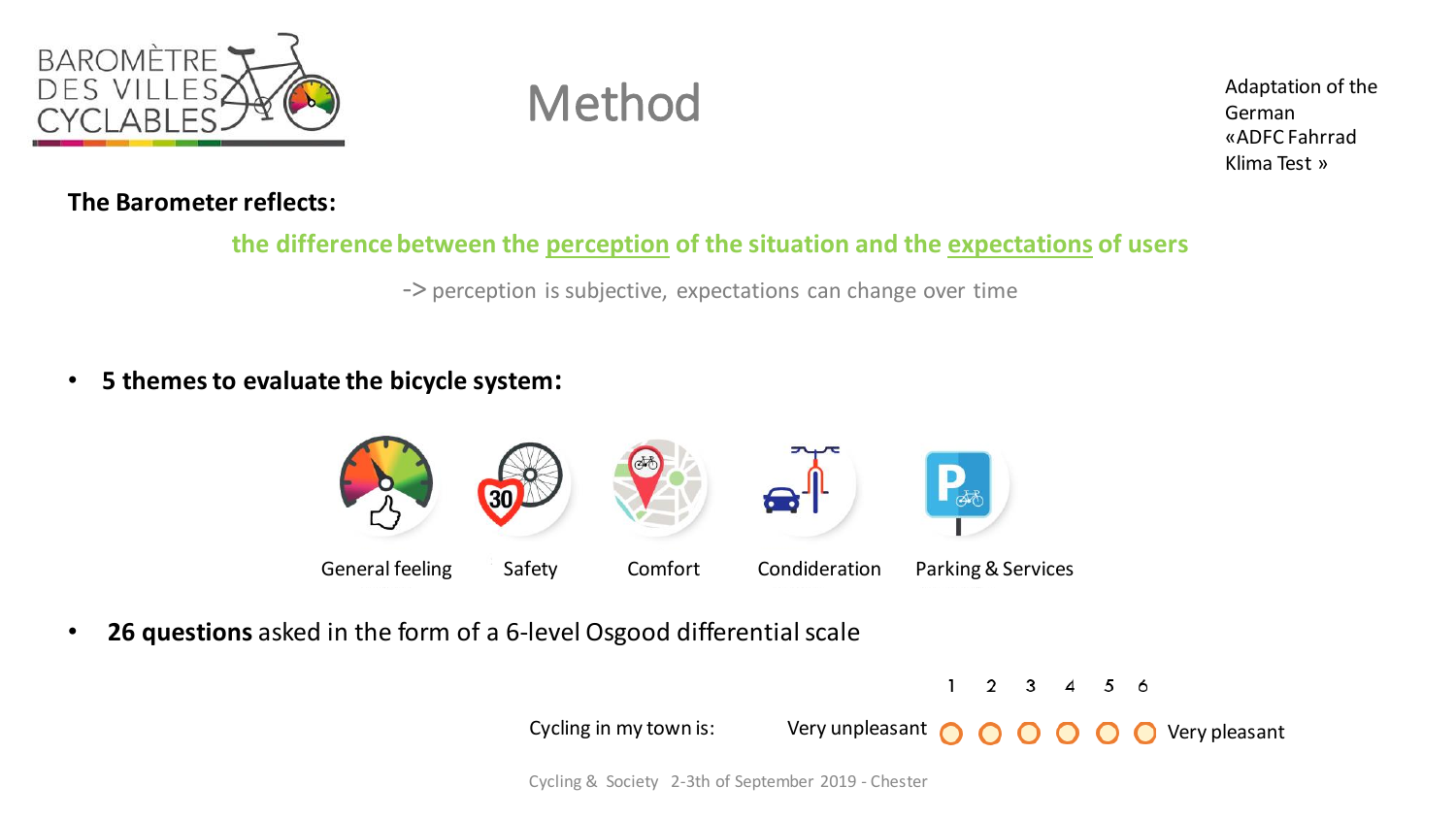BAROMÈTRE DES VILLES CYCLABLES

# Method

Adaptation of the German «ADFC Fahrrad Klima Test »

**The Barometer reflects:**

**the difference between the perception of the situation and the expectations of users**

-> perception is subjective, expectations can change over time

- **5 themes to evaluate the bicycle system:**

General feeling | Safety | Comfort | Condideration | Parking & Services

- **26 questions** asked in the form of a 6-level Osgood differential scale

| | | 1 | 2 | 3 | 4 | 5 | 6 | |
|---|---|---|---|---|---|---|---|---|
| Cycling in my town is: | Very unpleasant | ◯ | ◯ | ◯ | ◯ | ◯ | ◯ | Very pleasant |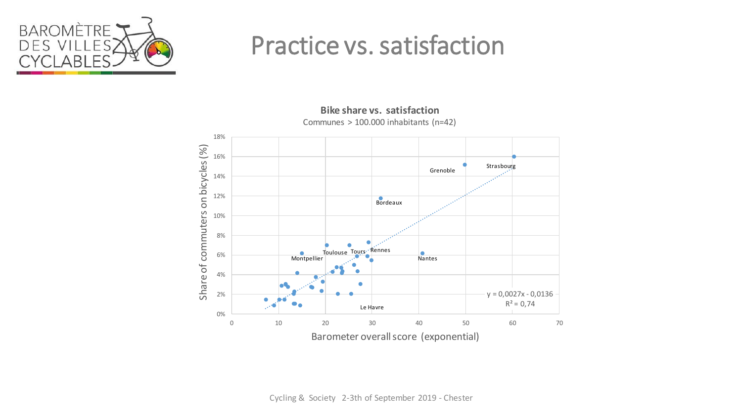# Practice vs. satisfaction

**Bike share vs. satisfaction**

Communes > 100.000 inhabitants (n=42)

Share of commuters on bicycles (%)

Barometer overall score (exponential)

Strasbourg, Grenoble, Bordeaux, Toulouse, Tours, Rennes, Montpellier, Nantes, Le Havre

y = 0,0027x - 0,0136

$R^2$ = 0,74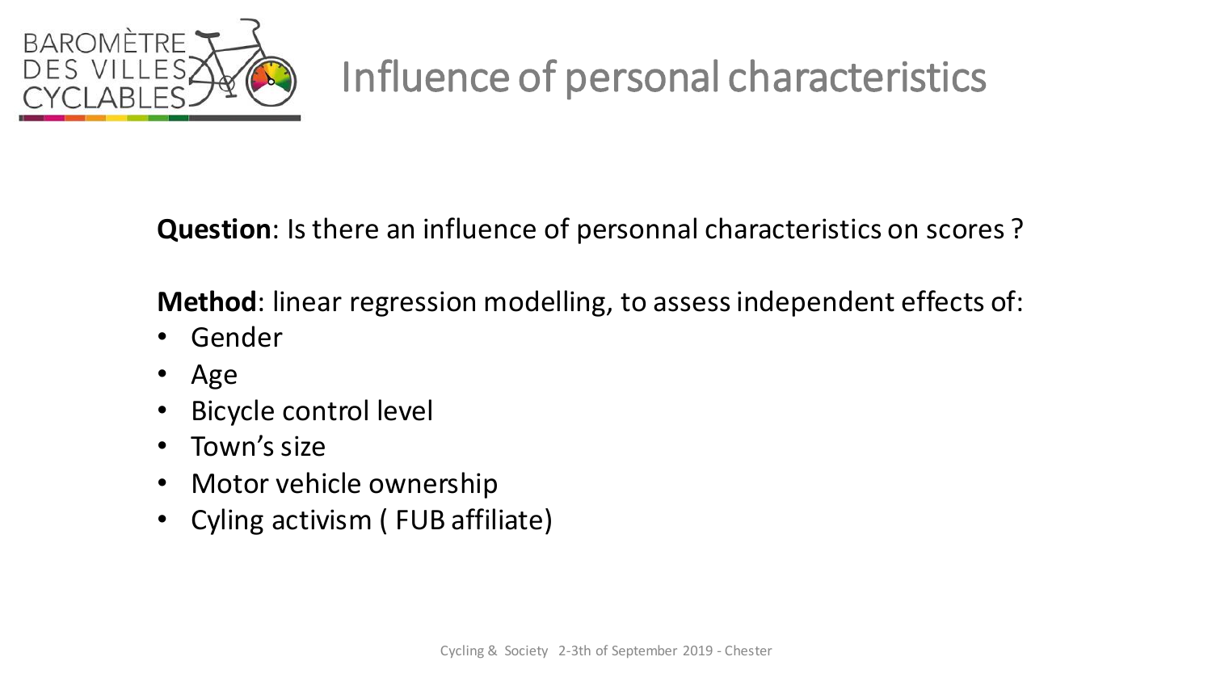# Influence of personal characteristics

**Question**: Is there an influence of personnal characteristics on scores ?

**Method**: linear regression modelling, to assess independent effects of:

- Gender
- Age
- Bicycle control level
- Town's size
- Motor vehicle ownership
- Cyling activism ( FUB affiliate)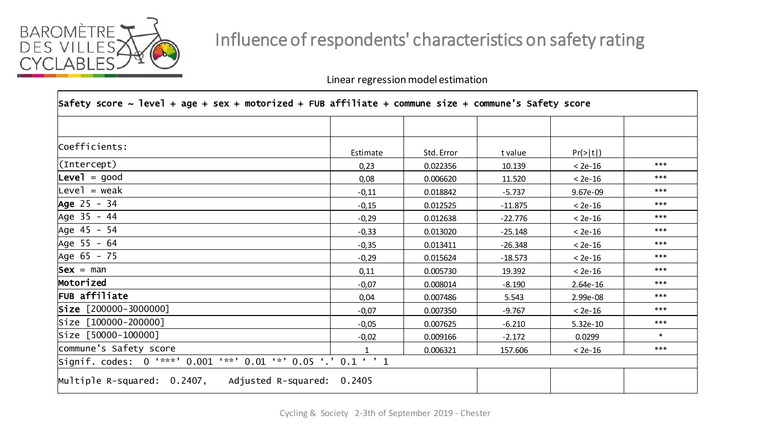# Influence of respondents' characteristics on safety rating

Linear regression model estimation

| Safety score ~ level + age + sex + motorized + FUB affiliate + commune size + commune's Safety score | | | | | |
|---|---|---|---|---|---|
| | | | | | |
| Coefficients: | Estimate | Std. Error | t value | Pr(>\|t\|) | |
| (Intercept) | 0,23 | 0.022356 | 10.139 | < 2e-16 | *** |
| **Level** = good | 0,08 | 0.006620 | 11.520 | < 2e-16 | *** |
| Level = weak | -0,11 | 0.018842 | -5.737 | 9.67e-09 | *** |
| **Age** 25 - 34 | -0,15 | 0.012525 | -11.875 | < 2e-16 | *** |
| Age 35 - 44 | -0,29 | 0.012638 | -22.776 | < 2e-16 | *** |
| Age 45 - 54 | -0,33 | 0.013020 | -25.148 | < 2e-16 | *** |
| Age 55 - 64 | -0,35 | 0.013411 | -26.348 | < 2e-16 | *** |
| Age 65 - 75 | -0,29 | 0.015624 | -18.573 | < 2e-16 | *** |
| **Sex** = man | 0,11 | 0.005730 | 19.392 | < 2e-16 | *** |
| **Motorized** | -0,07 | 0.008014 | -8.190 | 2.64e-16 | *** |
| **FUB affiliate** | 0,04 | 0.007486 | 5.543 | 2.99e-08 | *** |
| **Size** [200000-3000000] | -0,07 | 0.007350 | -9.767 | < 2e-16 | *** |
| Size [100000-200000] | -0,05 | 0.007625 | -6.210 | 5.32e-10 | *** |
| Size [50000-100000] | -0,02 | 0.009166 | -2.172 | 0.0299 | * |
| commune's Safety score | 1 | 0.006321 | 157.606 | < 2e-16 | *** |
| Signif. codes: 0 '***' 0.001 '**' 0.01 '*' 0.05 '.' 0.1 ' ' 1 | | | | | |
| Multiple R-squared: 0.2407, Adjusted R-squared: 0.2405 | | | | | |

Cycling & Society 2-3th of September 2019 - Chester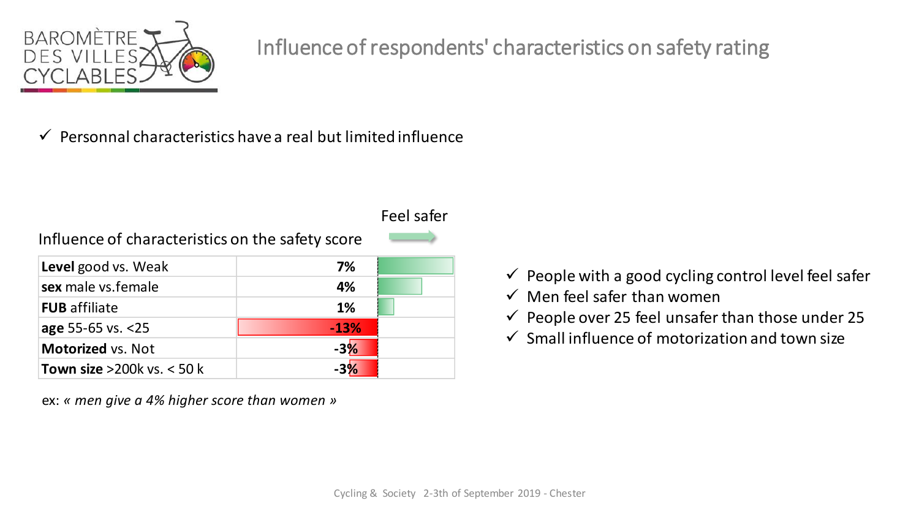# Influence of respondents' characteristics on safety rating

- ✓ Personal characteristics have a real but limited influence

Influence of characteristics on the safety score

Feel safer →

| Characteristic | Influence |
| --- | --- |
| **Level** good vs. Weak | 7% |
| **sex** male vs.female | 4% |
| **FUB** affiliate | 1% |
| **age** 55-65 vs. <25 | -13% |
| **Motorized** vs. Not | -3% |
| **Town size** >200k vs. < 50 k | -3% |

ex: *« men give a 4% higher score than women »*

- ✓ People with a good cycling control level feel safer
- ✓ Men feel safer than women
- ✓ People over 25 feel unsafer than those under 25
- ✓ Small influence of motorization and town size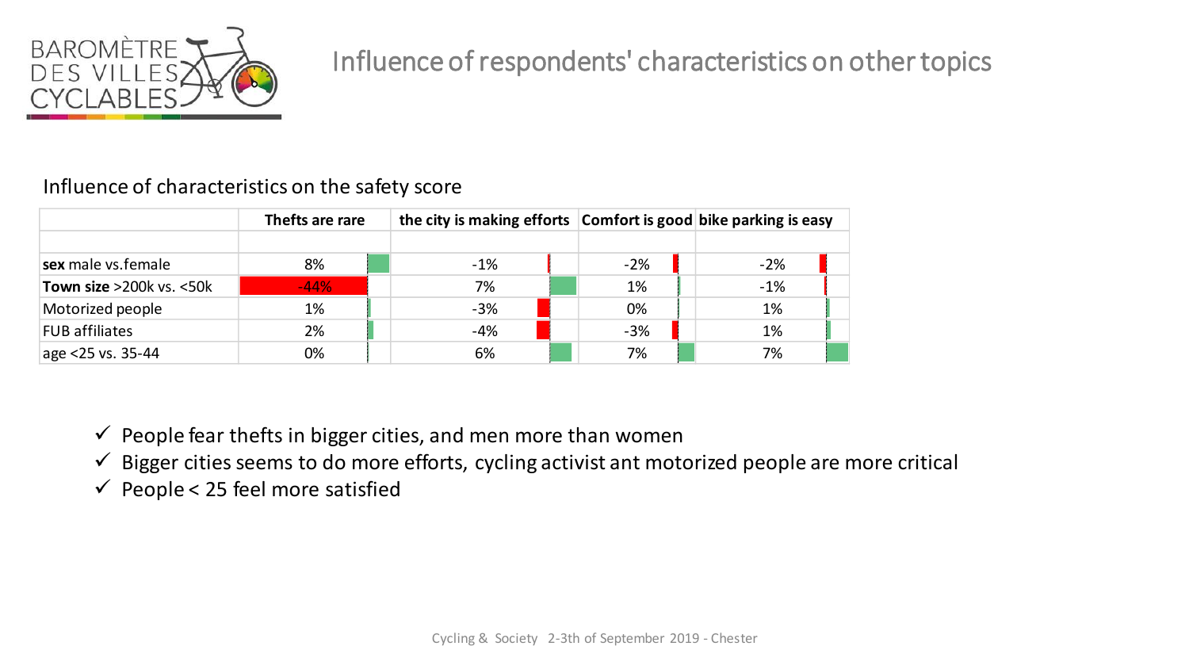# Influence of respondents' characteristics on other topics

Influence of characteristics on the safety score

| | Thefts are rare | the city is making efforts | Comfort is good | bike parking is easy |
|---|---|---|---|---|
| | | | | |
| **sex** male vs.female | 8% | -1% | -2% | -2% |
| **Town size** >200k vs. <50k | -44% | 7% | 1% | -1% |
| Motorized people | 1% | -3% | 0% | 1% |
| FUB affiliates | 2% | -4% | -3% | 1% |
| age <25 vs. 35-44 | 0% | 6% | 7% | 7% |

- ✓ People fear thefts in bigger cities, and men more than women
- ✓ Bigger cities seems to do more efforts, cycling activist ant motorized people are more critical
- ✓ People < 25 feel more satisfied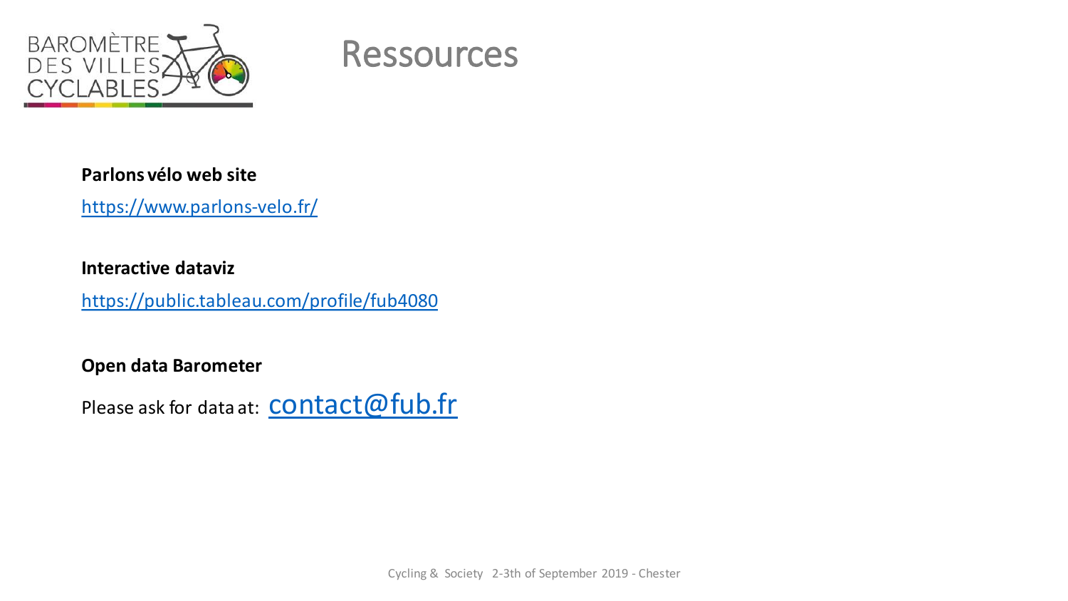# Ressources

**Parlons vélo web site**

https://www.parlons-velo.fr/

**Interactive dataviz**

https://public.tableau.com/profile/fub4080

**Open data Barometer**

Please ask for data at: contact@fub.fr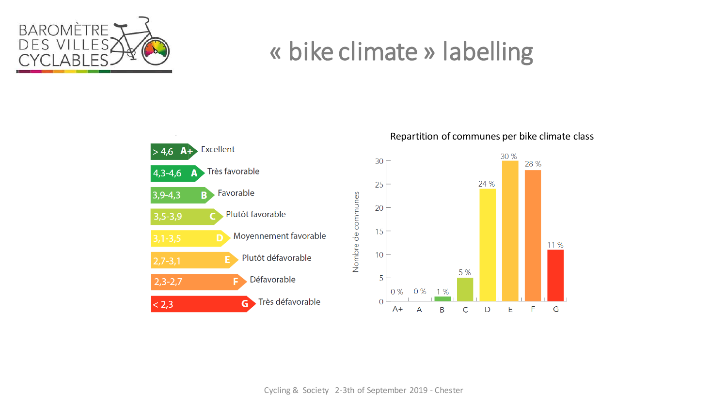# « bike climate » labelling

| Score | Class | Label |
|---|---|---|
| > 4,6 | A+ | Excellent |
| 4,3-4,6 | A | Très favorable |
| 3,9-4,3 | B | Favorable |
| 3,5-3,9 | C | Plutôt favorable |
| 3,1-3,5 | D | Moyennement favorable |
| 2,7-3,1 | E | Plutôt défavorable |
| 2,3-2,7 | F | Défavorable |
| < 2,3 | G | Très défavorable |

**Repartition of communes per bike climate class**

| Class | A+ | A | B | C | D | E | F | G |
|---|---|---|---|---|---|---|---|---|
| Nombre de communes (%) | 0 % | 0 % | 1 % | 5 % | 24 % | 30 % | 28 % | 11 % |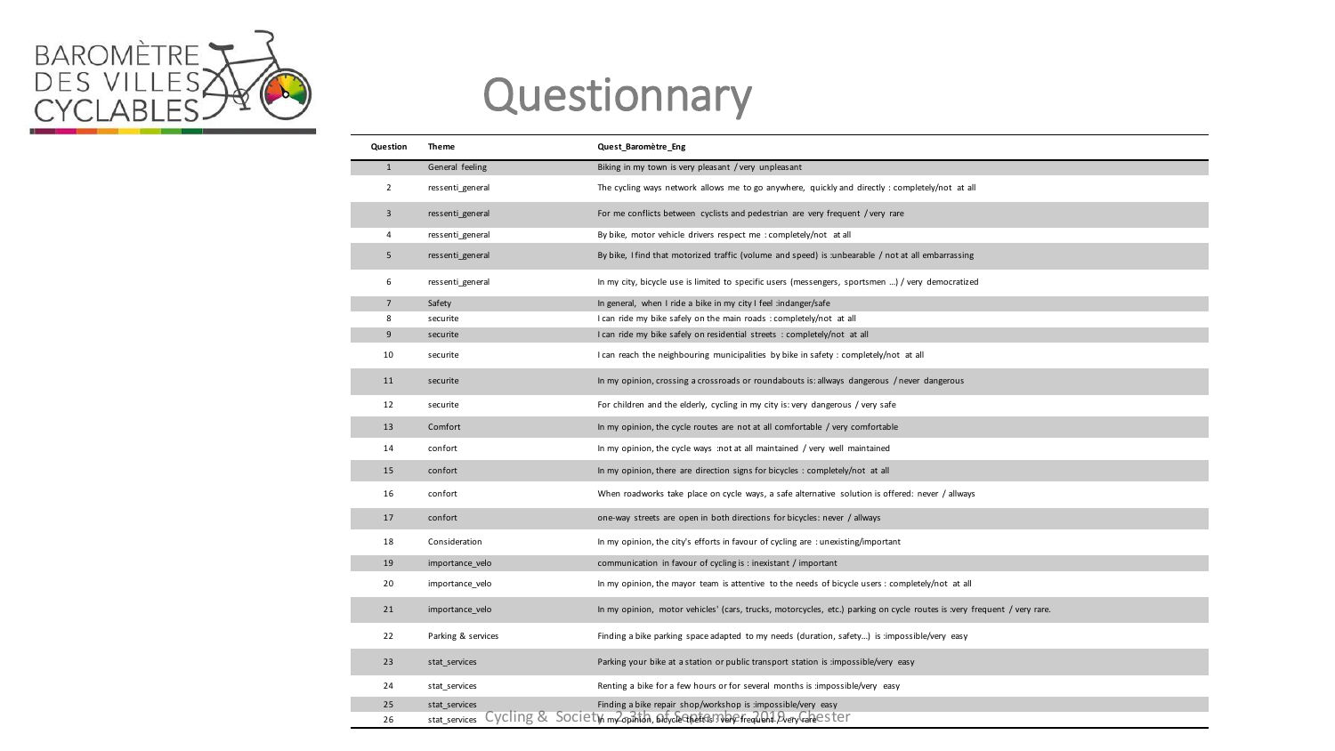# Questionnary

| Question | Theme | Quest_Baromètre_Eng |
|---|---|---|
| 1 | General feeling | Biking in my town is very pleasant / very unpleasant |
| 2 | ressenti_general | The cycling ways network allows me to go anywhere, quickly and directly : completely/not at all |
| 3 | ressenti_general | For me conflicts between cyclists and pedestrian are very frequent / very rare |
| 4 | ressenti_general | By bike, motor vehicle drivers respect me : completely/not at all |
| 5 | ressenti_general | By bike, I find that motorized traffic (volume and speed) is :unbearable / not at all embarrassing |
| 6 | ressenti_general | In my city, bicycle use is limited to specific users (messengers, sportsmen ...) / very democratized |
| 7 | Safety | In general, when I ride a bike in my city I feel :indanger/safe |
| 8 | securite | I can ride my bike safely on the main roads : completely/not at all |
| 9 | securite | I can ride my bike safely on residential streets : completely/not at all |
| 10 | securite | I can reach the neighbouring municipalities by bike in safety : completely/not at all |
| 11 | securite | In my opinion, crossing a crossroads or roundabouts is: allways dangerous / never dangerous |
| 12 | securite | For children and the elderly, cycling in my city is: very dangerous / very safe |
| 13 | Comfort | In my opinion, the cycle routes are not at all comfortable / very comfortable |
| 14 | confort | In my opinion, the cycle ways :not at all maintained / very well maintained |
| 15 | confort | In my opinion, there are direction signs for bicycles : completely/not at all |
| 16 | confort | When roadworks take place on cycle ways, a safe alternative solution is offered: never / allways |
| 17 | confort | one-way streets are open in both directions for bicycles: never / allways |
| 18 | Consideration | In my opinion, the city's efforts in favour of cycling are : unexisting/important |
| 19 | importance_velo | communication in favour of cycling is : inexistant / important |
| 20 | importance_velo | In my opinion, the mayor team is attentive to the needs of bicycle users : completely/not at all |
| 21 | importance_velo | In my opinion, motor vehicles' (cars, trucks, motorcycles, etc.) parking on cycle routes is :very frequent / very rare. |
| 22 | Parking & services | Finding a bike parking space adapted to my needs (duration, safety...) is :impossible/very easy |
| 23 | stat_services | Parking your bike at a station or public transport station is :impossible/very easy |
| 24 | stat_services | Renting a bike for a few hours or for several months is :impossible/very easy |
| 25 | stat_services | Finding a bike repair shop/workshop is :impossible/very easy |
| 26 | stat_services | In my opinion, bicycle theft is : very frequent / very rare |